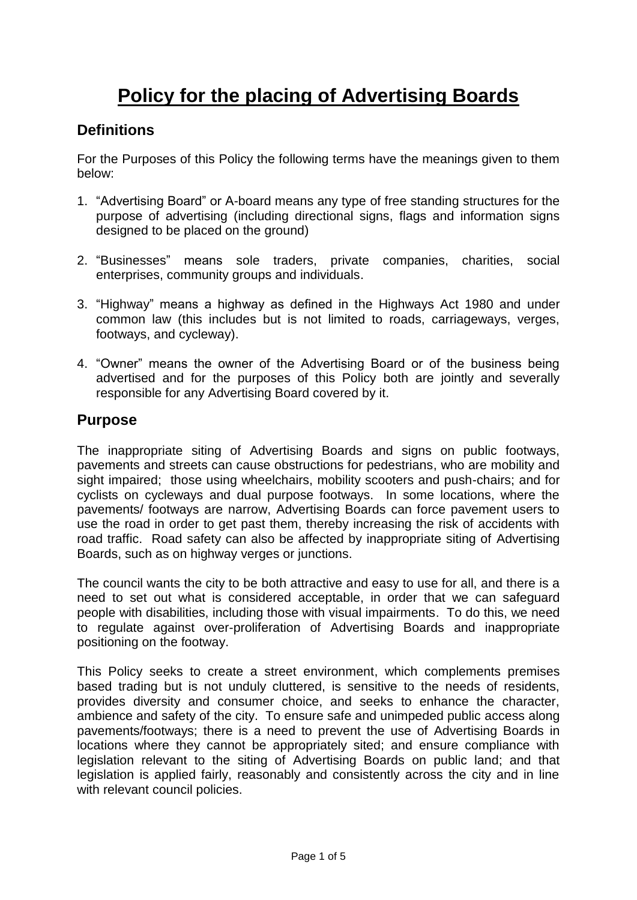# Policy for the placing of Advertising Boards

## Definitions

For the Purposes of this Policy the following terms have the meanings given to them below:

1. "Advertising Board" or A-board means any type of free standing structures for the purpose of advertising (including directional signs, flags and information signs designed to be placed on the ground)

2. "Businesses" means sole traders, private companies, charities, social enterprises, community groups and individuals.

3. "Highway" means a highway as defined in the Highways Act 1980 and under common law (this includes but is not limited to roads, carriageways, verges, footways, and cycleway).

4. "Owner" means the owner of the Advertising Board or of the business being advertised and for the purposes of this Policy both are jointly and severally responsible for any Advertising Board covered by it.

## Purpose

The inappropriate siting of Advertising Boards and signs on public footways, pavements and streets can cause obstructions for pedestrians, who are mobility and sight impaired; those using wheelchairs, mobility scooters and push-chairs; and for cyclists on cycleways and dual purpose footways. In some locations, where the pavements/ footways are narrow, Advertising Boards can force pavement users to use the road in order to get past them, thereby increasing the risk of accidents with road traffic. Road safety can also be affected by inappropriate siting of Advertising Boards, such as on highway verges or junctions.

The council wants the city to be both attractive and easy to use for all, and there is a need to set out what is considered acceptable, in order that we can safeguard people with disabilities, including those with visual impairments. To do this, we need to regulate against over-proliferation of Advertising Boards and inappropriate positioning on the footway.

This Policy seeks to create a street environment, which complements premises based trading but is not unduly cluttered, is sensitive to the needs of residents, provides diversity and consumer choice, and seeks to enhance the character, ambience and safety of the city. To ensure safe and unimpeded public access along pavements/footways; there is a need to prevent the use of Advertising Boards in locations where they cannot be appropriately sited; and ensure compliance with legislation relevant to the siting of Advertising Boards on public land; and that legislation is applied fairly, reasonably and consistently across the city and in line with relevant council policies.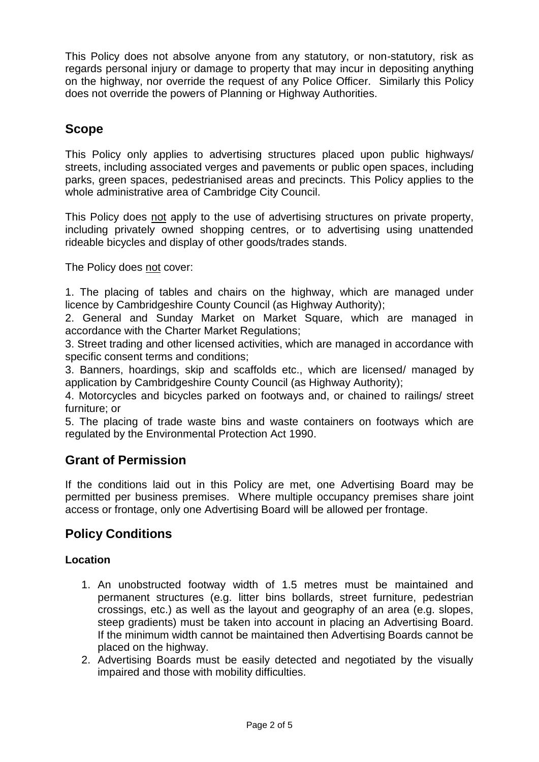This Policy does not absolve anyone from any statutory, or non-statutory, risk as regards personal injury or damage to property that may incur in depositing anything on the highway, nor override the request of any Police Officer. Similarly this Policy does not override the powers of Planning or Highway Authorities.

## Scope

This Policy only applies to advertising structures placed upon public highways/ streets, including associated verges and pavements or public open spaces, including parks, green spaces, pedestrianised areas and precincts. This Policy applies to the whole administrative area of Cambridge City Council.

This Policy does <u>not</u> apply to the use of advertising structures on private property, including privately owned shopping centres, or to advertising using unattended rideable bicycles and display of other goods/trades stands.

The Policy does <u>not</u> cover:

1. The placing of tables and chairs on the highway, which are managed under licence by Cambridgeshire County Council (as Highway Authority);
2. General and Sunday Market on Market Square, which are managed in accordance with the Charter Market Regulations;
3. Street trading and other licensed activities, which are managed in accordance with specific consent terms and conditions;
3. Banners, hoardings, skip and scaffolds etc., which are licensed/ managed by application by Cambridgeshire County Council (as Highway Authority);
4. Motorcycles and bicycles parked on footways and, or chained to railings/ street furniture; or
5. The placing of trade waste bins and waste containers on footways which are regulated by the Environmental Protection Act 1990.

## Grant of Permission

If the conditions laid out in this Policy are met, one Advertising Board may be permitted per business premises. Where multiple occupancy premises share joint access or frontage, only one Advertising Board will be allowed per frontage.

## Policy Conditions

### Location

1. An unobstructed footway width of 1.5 metres must be maintained and permanent structures (e.g. litter bins bollards, street furniture, pedestrian crossings, etc.) as well as the layout and geography of an area (e.g. slopes, steep gradients) must be taken into account in placing an Advertising Board. If the minimum width cannot be maintained then Advertising Boards cannot be placed on the highway.
2. Advertising Boards must be easily detected and negotiated by the visually impaired and those with mobility difficulties.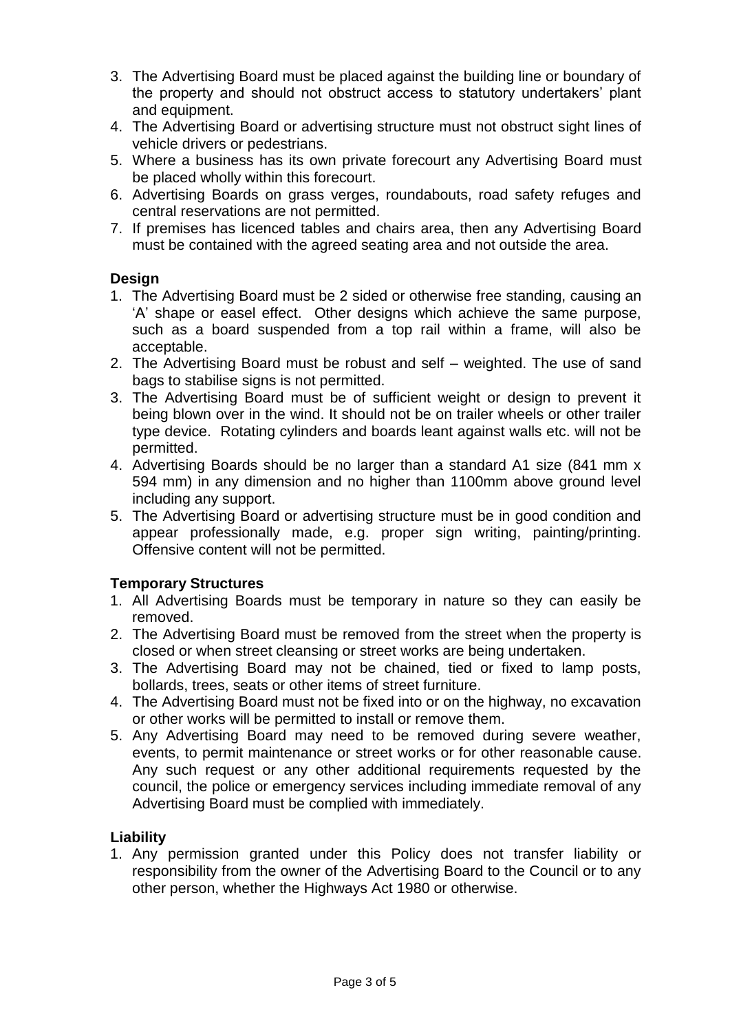3. The Advertising Board must be placed against the building line or boundary of the property and should not obstruct access to statutory undertakers' plant and equipment.
4. The Advertising Board or advertising structure must not obstruct sight lines of vehicle drivers or pedestrians.
5. Where a business has its own private forecourt any Advertising Board must be placed wholly within this forecourt.
6. Advertising Boards on grass verges, roundabouts, road safety refuges and central reservations are not permitted.
7. If premises has licenced tables and chairs area, then any Advertising Board must be contained with the agreed seating area and not outside the area.

**Design**

1. The Advertising Board must be 2 sided or otherwise free standing, causing an 'A' shape or easel effect. Other designs which achieve the same purpose, such as a board suspended from a top rail within a frame, will also be acceptable.
2. The Advertising Board must be robust and self – weighted. The use of sand bags to stabilise signs is not permitted.
3. The Advertising Board must be of sufficient weight or design to prevent it being blown over in the wind. It should not be on trailer wheels or other trailer type device. Rotating cylinders and boards leant against walls etc. will not be permitted.
4. Advertising Boards should be no larger than a standard A1 size (841 mm x 594 mm) in any dimension and no higher than 1100mm above ground level including any support.
5. The Advertising Board or advertising structure must be in good condition and appear professionally made, e.g. proper sign writing, painting/printing. Offensive content will not be permitted.

**Temporary Structures**

1. All Advertising Boards must be temporary in nature so they can easily be removed.
2. The Advertising Board must be removed from the street when the property is closed or when street cleansing or street works are being undertaken.
3. The Advertising Board may not be chained, tied or fixed to lamp posts, bollards, trees, seats or other items of street furniture.
4. The Advertising Board must not be fixed into or on the highway, no excavation or other works will be permitted to install or remove them.
5. Any Advertising Board may need to be removed during severe weather, events, to permit maintenance or street works or for other reasonable cause. Any such request or any other additional requirements requested by the council, the police or emergency services including immediate removal of any Advertising Board must be complied with immediately.

**Liability**

1. Any permission granted under this Policy does not transfer liability or responsibility from the owner of the Advertising Board to the Council or to any other person, whether the Highways Act 1980 or otherwise.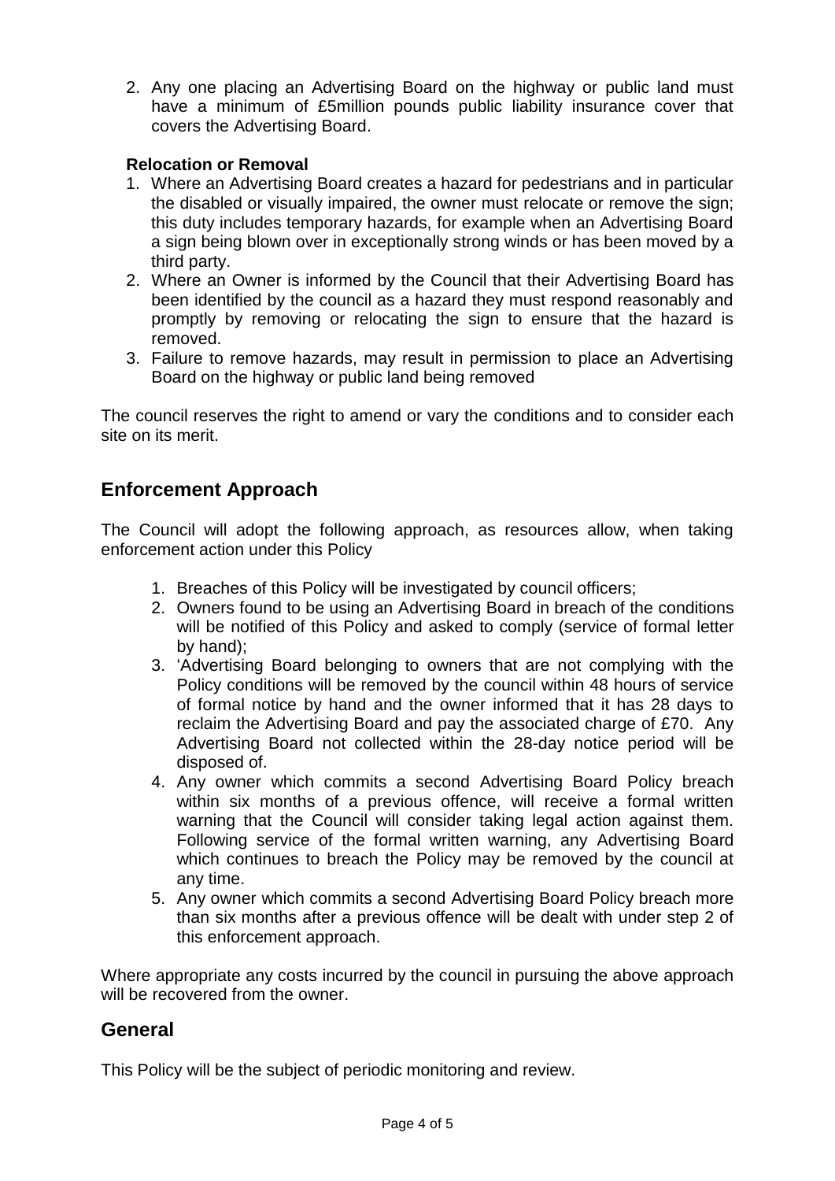2. Any one placing an Advertising Board on the highway or public land must have a minimum of £5million pounds public liability insurance cover that covers the Advertising Board.

**Relocation or Removal**

1. Where an Advertising Board creates a hazard for pedestrians and in particular the disabled or visually impaired, the owner must relocate or remove the sign; this duty includes temporary hazards, for example when an Advertising Board a sign being blown over in exceptionally strong winds or has been moved by a third party.
2. Where an Owner is informed by the Council that their Advertising Board has been identified by the council as a hazard they must respond reasonably and promptly by removing or relocating the sign to ensure that the hazard is removed.
3. Failure to remove hazards, may result in permission to place an Advertising Board on the highway or public land being removed

The council reserves the right to amend or vary the conditions and to consider each site on its merit.

## Enforcement Approach

The Council will adopt the following approach, as resources allow, when taking enforcement action under this Policy

1. Breaches of this Policy will be investigated by council officers;
2. Owners found to be using an Advertising Board in breach of the conditions will be notified of this Policy and asked to comply (service of formal letter by hand);
3. 'Advertising Board belonging to owners that are not complying with the Policy conditions will be removed by the council within 48 hours of service of formal notice by hand and the owner informed that it has 28 days to reclaim the Advertising Board and pay the associated charge of £70. Any Advertising Board not collected within the 28-day notice period will be disposed of.
4. Any owner which commits a second Advertising Board Policy breach within six months of a previous offence, will receive a formal written warning that the Council will consider taking legal action against them. Following service of the formal written warning, any Advertising Board which continues to breach the Policy may be removed by the council at any time.
5. Any owner which commits a second Advertising Board Policy breach more than six months after a previous offence will be dealt with under step 2 of this enforcement approach.

Where appropriate any costs incurred by the council in pursuing the above approach will be recovered from the owner.

## General

This Policy will be the subject of periodic monitoring and review.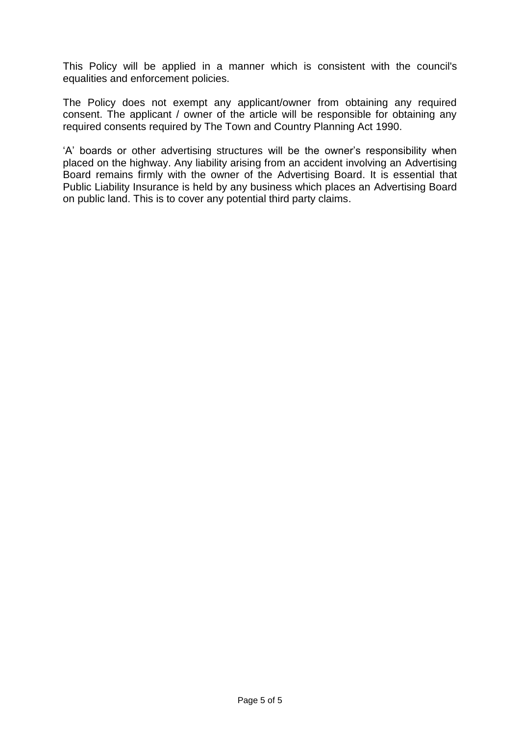This Policy will be applied in a manner which is consistent with the council's equalities and enforcement policies.

The Policy does not exempt any applicant/owner from obtaining any required consent. The applicant / owner of the article will be responsible for obtaining any required consents required by The Town and Country Planning Act 1990.

'A' boards or other advertising structures will be the owner's responsibility when placed on the highway. Any liability arising from an accident involving an Advertising Board remains firmly with the owner of the Advertising Board. It is essential that Public Liability Insurance is held by any business which places an Advertising Board on public land. This is to cover any potential third party claims.